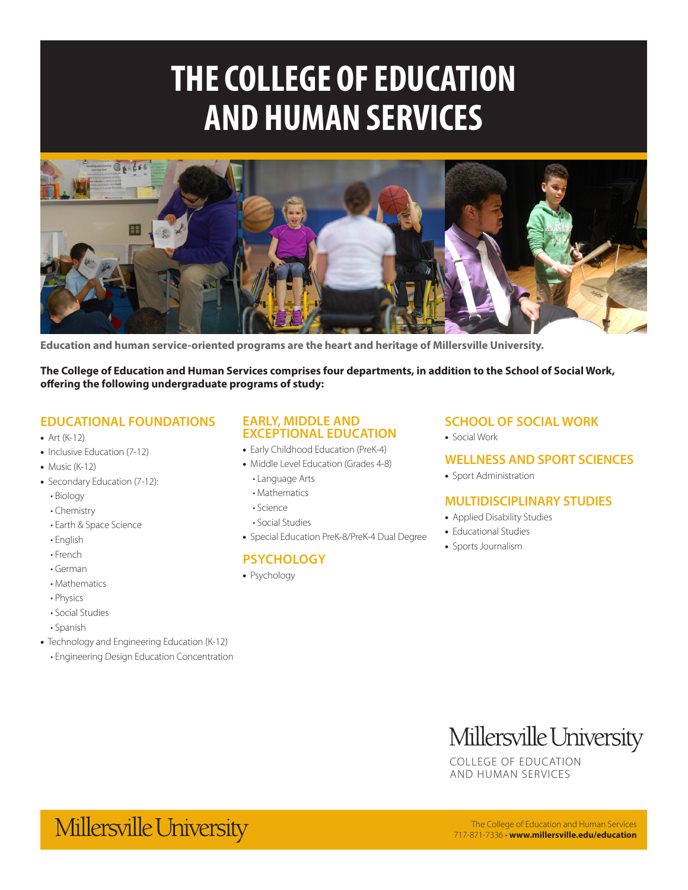# THE COLLEGE OF EDUCATION AND HUMAN SERVICES

**Education and human service-oriented programs are the heart and heritage of Millersville University.**

**The College of Education and Human Services comprises four departments, in addition to the School of Social Work, offering the following undergraduate programs of study:**

## EDUCATIONAL FOUNDATIONS

- Art (K-12)
- Inclusive Education (7-12)
- Music (K-12)
- Secondary Education (7-12):
  - Biology
  - Chemistry
  - Earth & Space Science
  - English
  - French
  - German
  - Mathematics
  - Physics
  - Social Studies
  - Spanish
- Technology and Engineering Education (K-12)
  - Engineering Design Education Concentration

## EARLY, MIDDLE AND EXCEPTIONAL EDUCATION

- Early Childhood Education (PreK-4)
- Middle Level Education (Grades 4-8)
  - Language Arts
  - Mathematics
  - Science
  - Social Studies
- Special Education PreK-8/PreK-4 Dual Degree

## PSYCHOLOGY

- Psychology

## SCHOOL OF SOCIAL WORK

- Social Work

## WELLNESS AND SPORT SCIENCES

- Sport Administration

## MULTIDISCIPLINARY STUDIES

- Applied Disability Studies
- Educational Studies
- Sports Journalism

Millersville University
COLLEGE OF EDUCATION AND HUMAN SERVICES

Millersville University

The College of Education and Human Services
717-871-7336 • **www.millersville.edu/education**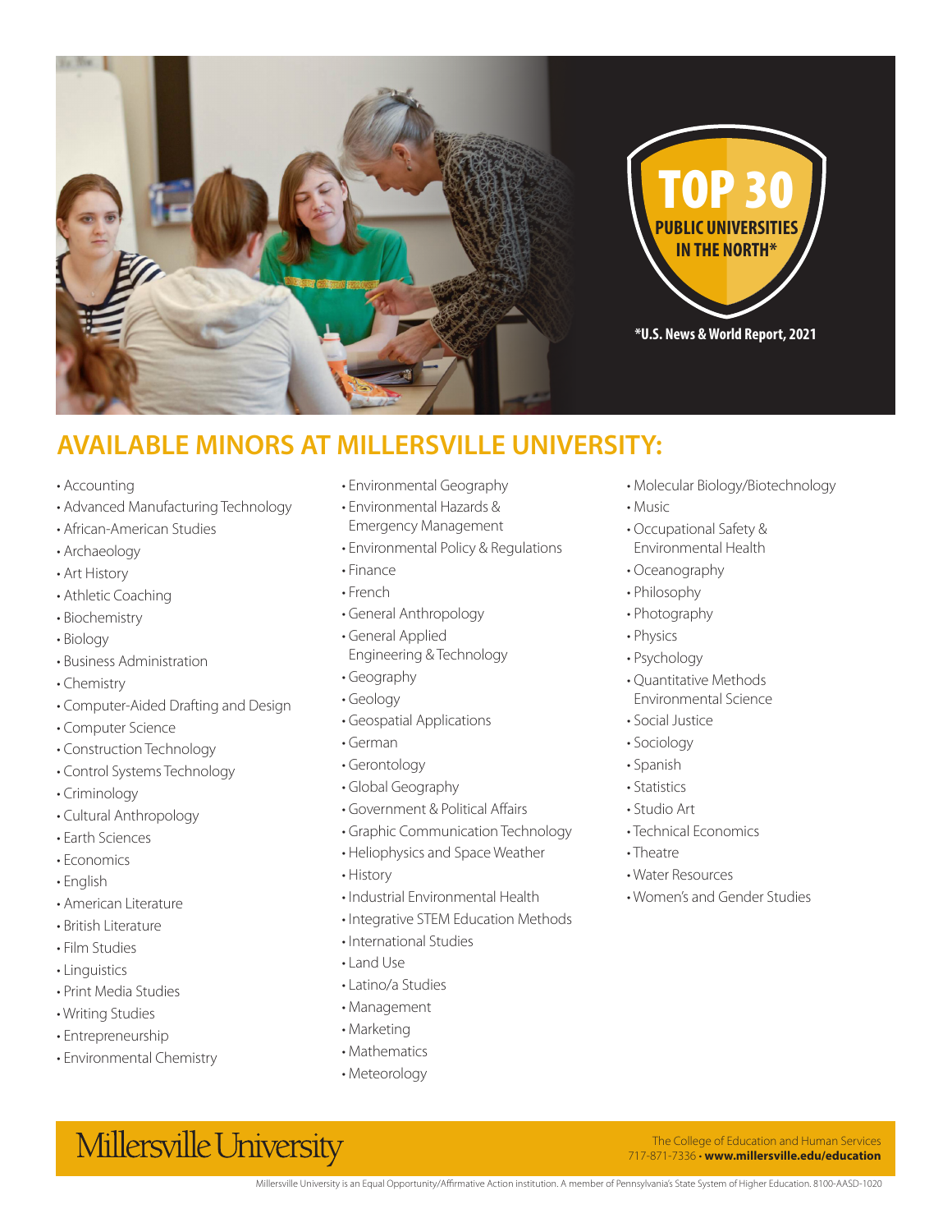TOP 30
PUBLIC UNIVERSITIES IN THE NORTH*

*U.S. News & World Report, 2021

## AVAILABLE MINORS AT MILLERSVILLE UNIVERSITY:

- Accounting
- Advanced Manufacturing Technology
- African-American Studies
- Archaeology
- Art History
- Athletic Coaching
- Biochemistry
- Biology
- Business Administration
- Chemistry
- Computer-Aided Drafting and Design
- Computer Science
- Construction Technology
- Control Systems Technology
- Criminology
- Cultural Anthropology
- Earth Sciences
- Economics
- English
- American Literature
- British Literature
- Film Studies
- Linguistics
- Print Media Studies
- Writing Studies
- Entrepreneurship
- Environmental Chemistry
- Environmental Geography
- Environmental Hazards & Emergency Management
- Environmental Policy & Regulations
- Finance
- French
- General Anthropology
- General Applied Engineering & Technology
- Geography
- Geology
- Geospatial Applications
- German
- Gerontology
- Global Geography
- Government & Political Affairs
- Graphic Communication Technology
- Heliophysics and Space Weather
- History
- Industrial Environmental Health
- Integrative STEM Education Methods
- International Studies
- Land Use
- Latino/a Studies
- Management
- Marketing
- Mathematics
- Meteorology
- Molecular Biology/Biotechnology
- Music
- Occupational Safety & Environmental Health
- Oceanography
- Philosophy
- Photography
- Physics
- Psychology
- Quantitative Methods Environmental Science
- Social Justice
- Sociology
- Spanish
- Statistics
- Studio Art
- Technical Economics
- Theatre
- Water Resources
- Women's and Gender Studies

Millersville University

The College of Education and Human Services
717-871-7336 • **www.millersville.edu/education**

Millersville University is an Equal Opportunity/Affirmative Action institution. A member of Pennsylvania's State System of Higher Education. 8100-AASD-1020